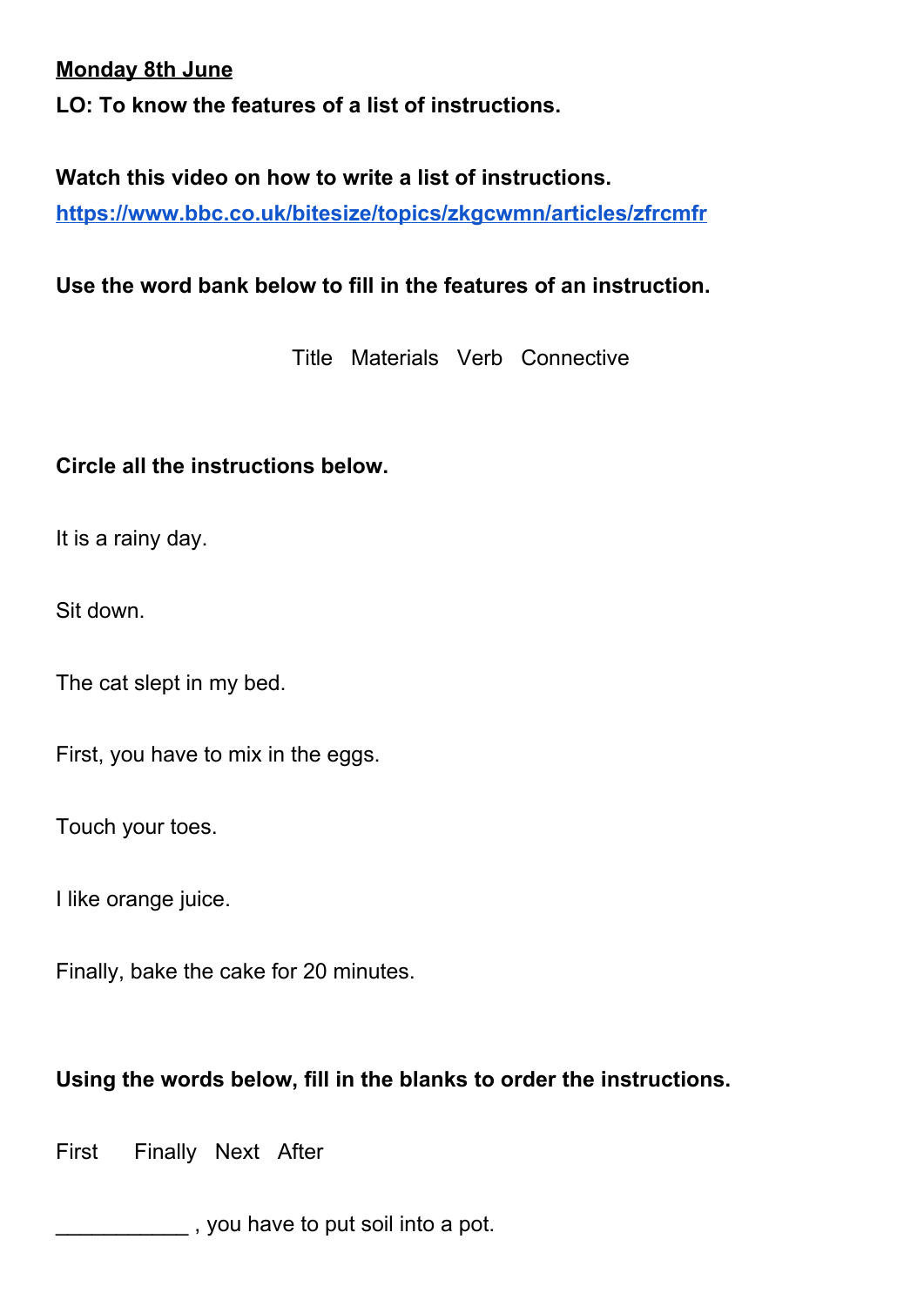**Monday 8th June**

**LO: To know the features of a list of instructions.**

**Watch this video on how to write a list of instructions.**
**https://www.bbc.co.uk/bitesize/topics/zkgcwmn/articles/zfrcmfr**

**Use the word bank below to fill in the features of an instruction.**

Title Materials Verb Connective

**Circle all the instructions below.**

It is a rainy day.

Sit down.

The cat slept in my bed.

First, you have to mix in the eggs.

Touch your toes.

I like orange juice.

Finally, bake the cake for 20 minutes.

**Using the words below, fill in the blanks to order the instructions.**

First Finally Next After

___________ , you have to put soil into a pot.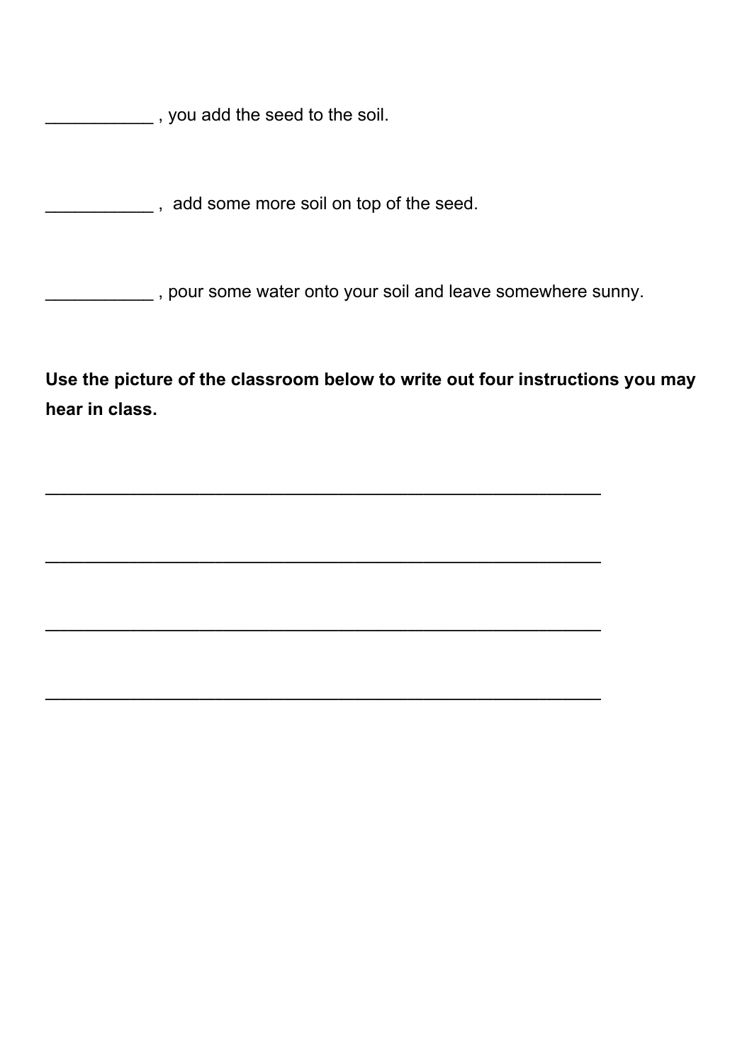___________ , you add the seed to the soil.

___________ ,  add some more soil on top of the seed.

___________ , pour some water onto your soil and leave somewhere sunny.

**Use the picture of the classroom below to write out four instructions you may hear in class.**

______________________________________________________

______________________________________________________

______________________________________________________

______________________________________________________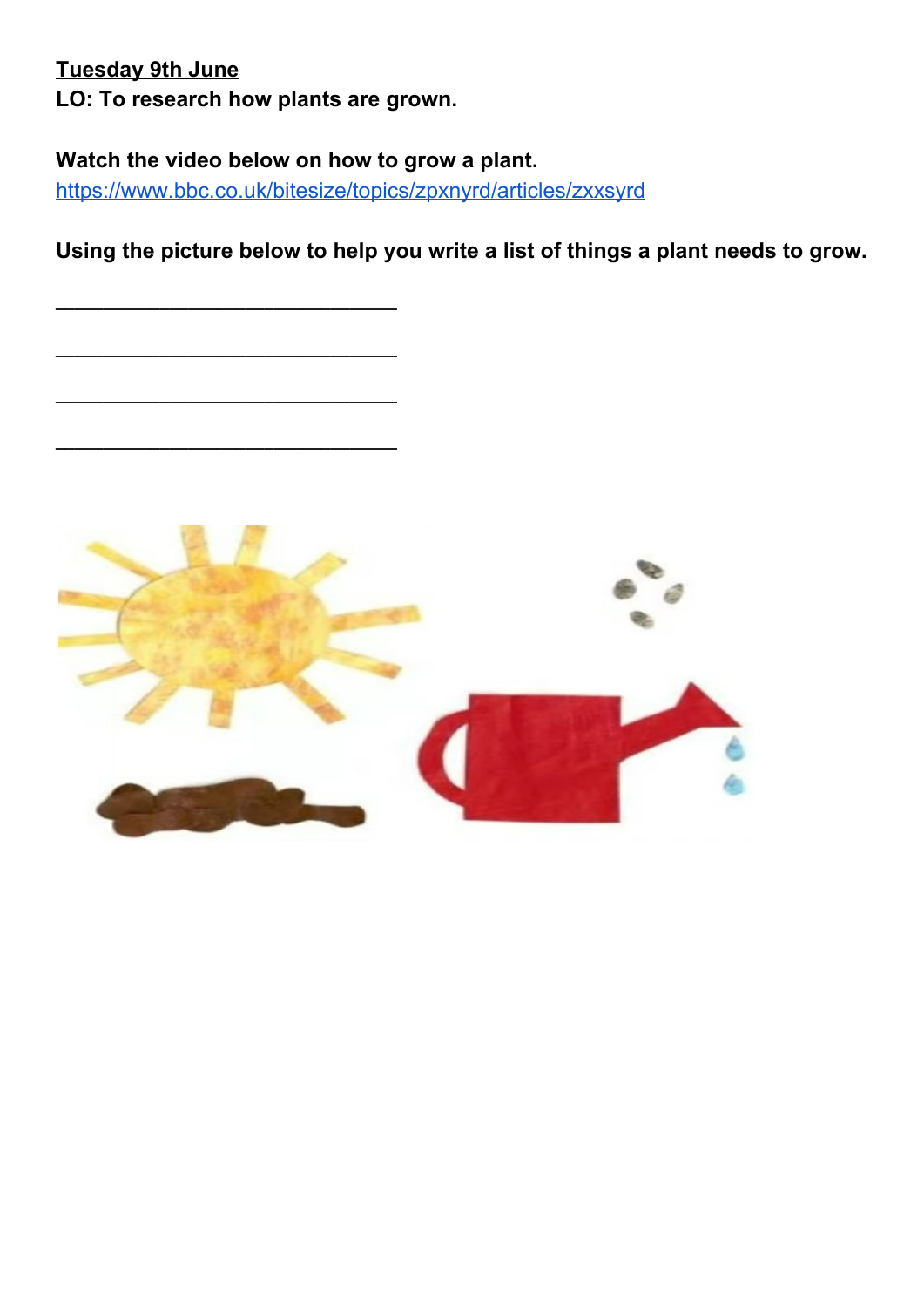**<u>Tuesday 9th June</u>**

**LO: To research how plants are grown.**

**Watch the video below on how to grow a plant.**

[https://www.bbc.co.uk/bitesize/topics/zpxnyrd/articles/zxxsyrd](https://www.bbc.co.uk/bitesize/topics/zpxnyrd/articles/zxxsyrd)

**Using the picture below to help you write a list of things a plant needs to grow.**

______________________________

______________________________

______________________________

______________________________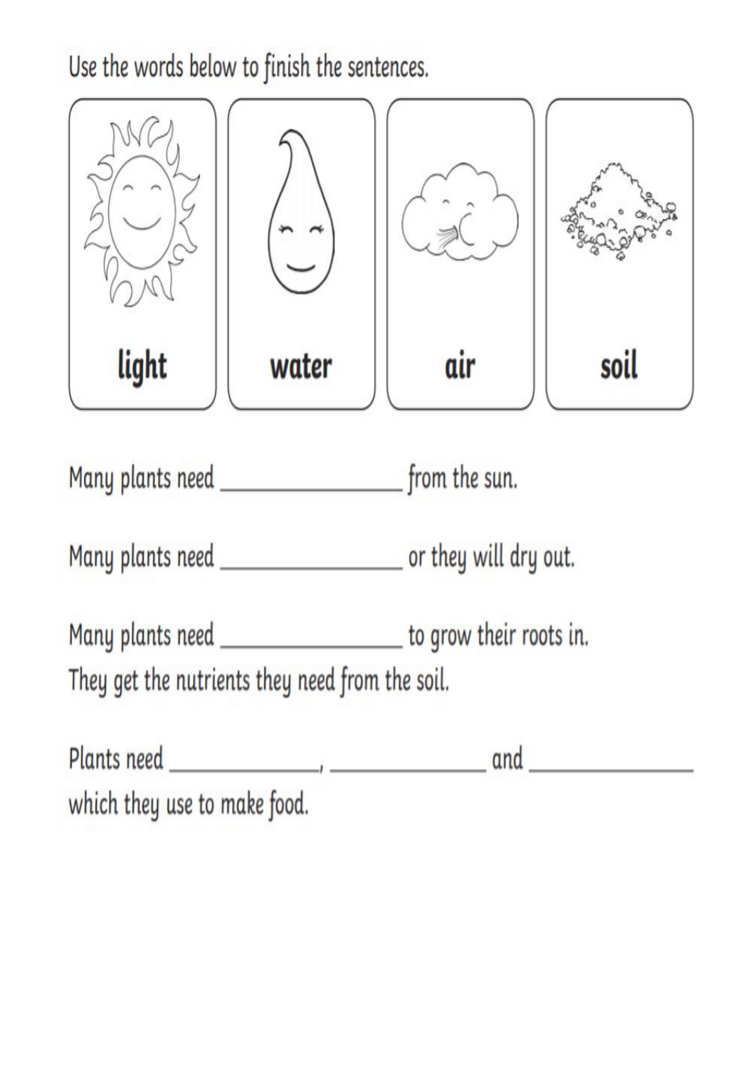Use the words below to finish the sentences.

| light | water | air | soil |
| --- | --- | --- | --- |

Many plants need ________________ from the sun.

Many plants need ________________ or they will dry out.

Many plants need ________________ to grow their roots in.
They get the nutrients they need from the soil.

Plants need ______________, ______________ and ______________
which they use to make food.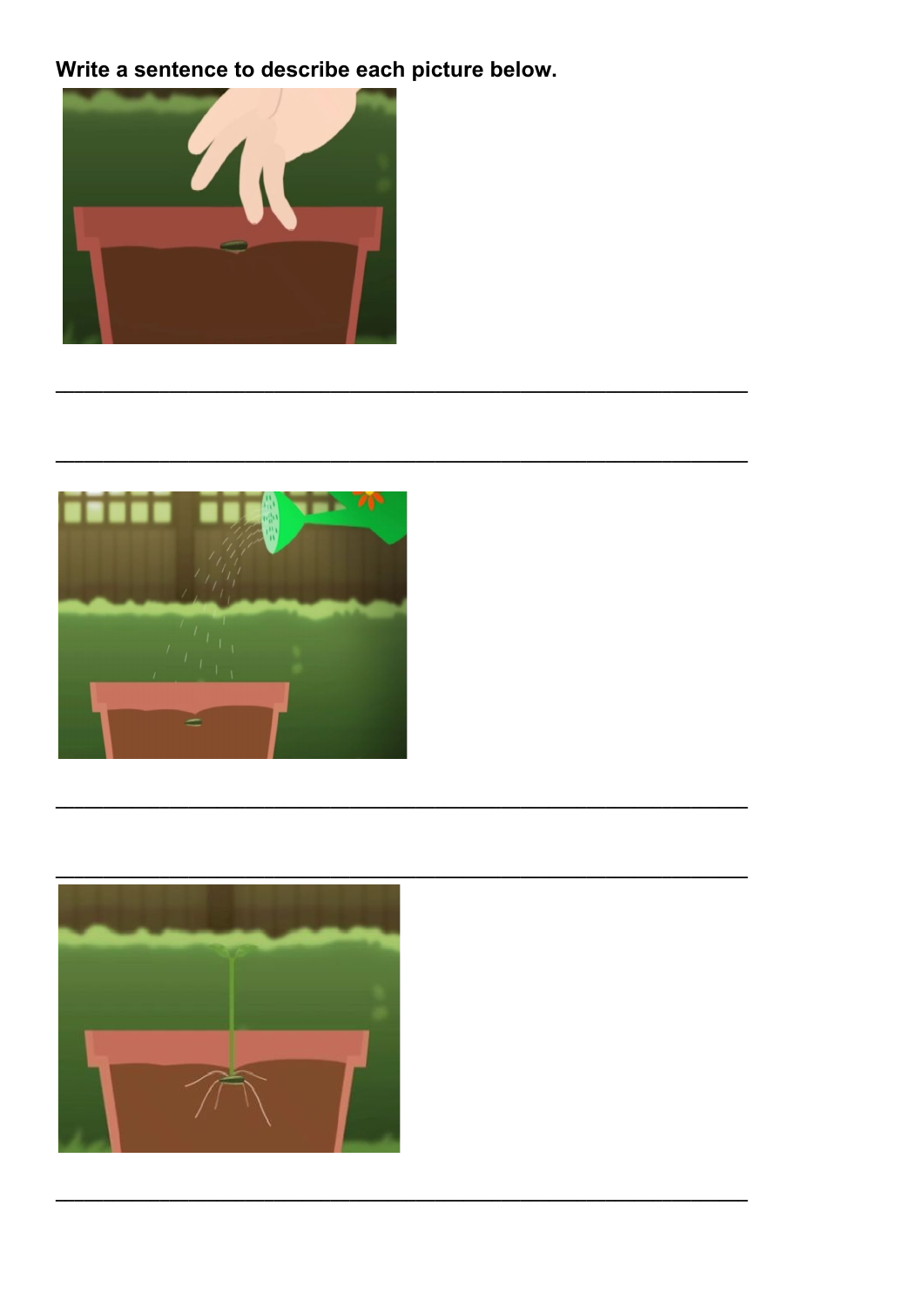**Write a sentence to describe each picture below.**

\_\_\_\_\_\_\_\_\_\_\_\_\_\_\_\_\_\_\_\_\_\_\_\_\_\_\_\_\_\_\_\_\_\_\_\_\_\_\_\_\_\_\_\_\_\_\_\_\_\_\_\_\_\_\_\_

\_\_\_\_\_\_\_\_\_\_\_\_\_\_\_\_\_\_\_\_\_\_\_\_\_\_\_\_\_\_\_\_\_\_\_\_\_\_\_\_\_\_\_\_\_\_\_\_\_\_\_\_\_\_\_\_

\_\_\_\_\_\_\_\_\_\_\_\_\_\_\_\_\_\_\_\_\_\_\_\_\_\_\_\_\_\_\_\_\_\_\_\_\_\_\_\_\_\_\_\_\_\_\_\_\_\_\_\_\_\_\_\_

\_\_\_\_\_\_\_\_\_\_\_\_\_\_\_\_\_\_\_\_\_\_\_\_\_\_\_\_\_\_\_\_\_\_\_\_\_\_\_\_\_\_\_\_\_\_\_\_\_\_\_\_\_\_\_\_

\_\_\_\_\_\_\_\_\_\_\_\_\_\_\_\_\_\_\_\_\_\_\_\_\_\_\_\_\_\_\_\_\_\_\_\_\_\_\_\_\_\_\_\_\_\_\_\_\_\_\_\_\_\_\_\_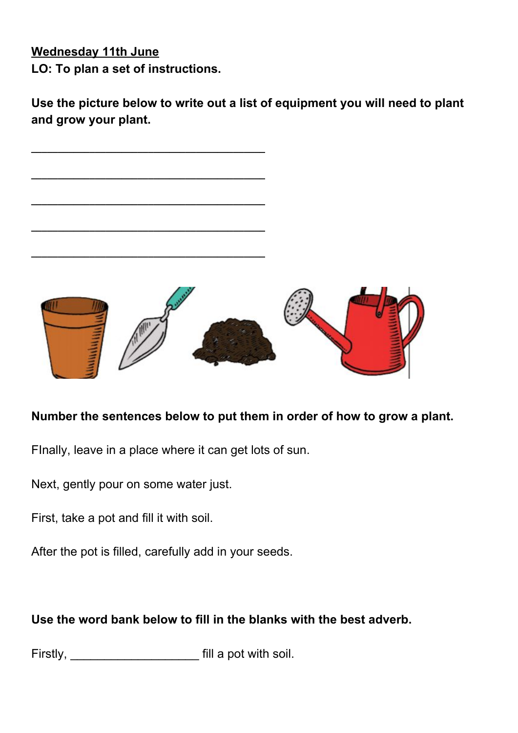**<u>Wednesday 11th June</u>**
**LO: To plan a set of instructions.**

**Use the picture below to write out a list of equipment you will need to plant and grow your plant.**

___________________________________

___________________________________

___________________________________

___________________________________

___________________________________

**Number the sentences below to put them in order of how to grow a plant.**

FInally, leave in a place where it can get lots of sun.

Next, gently pour on some water just.

First, take a pot and fill it with soil.

After the pot is filled, carefully add in your seeds.

**Use the word bank below to fill in the blanks with the best adverb.**

Firstly, ___________________ fill a pot with soil.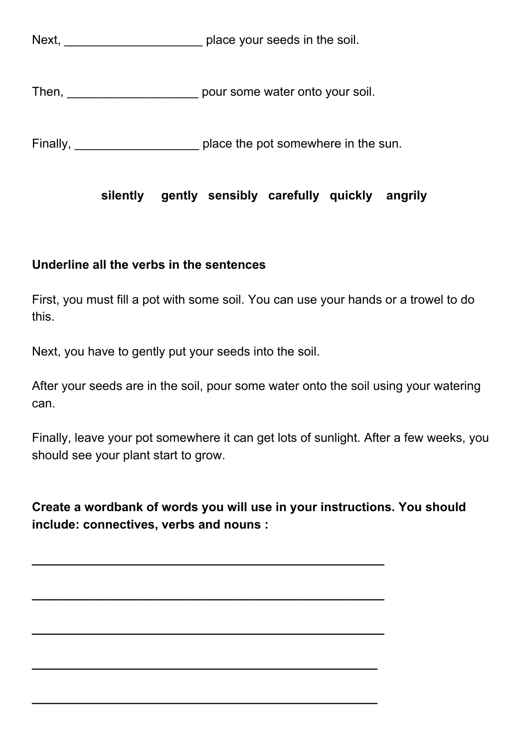Next, ____________________ place your seeds in the soil.

Then, ___________________ pour some water onto your soil.

Finally, __________________ place the pot somewhere in the sun.

**silently gently sensibly carefully quickly angrily**

**Underline all the verbs in the sentences**

First, you must fill a pot with some soil. You can use your hands or a trowel to do this.

Next, you have to gently put your seeds into the soil.

After your seeds are in the soil, pour some water onto the soil using your watering can.

Finally, leave your pot somewhere it can get lots of sunlight. After a few weeks, you should see your plant start to grow.

**Create a wordbank of words you will use in your instructions. You should include: connectives, verbs and nouns :**

___________________________________________

___________________________________________

___________________________________________

___________________________________________

___________________________________________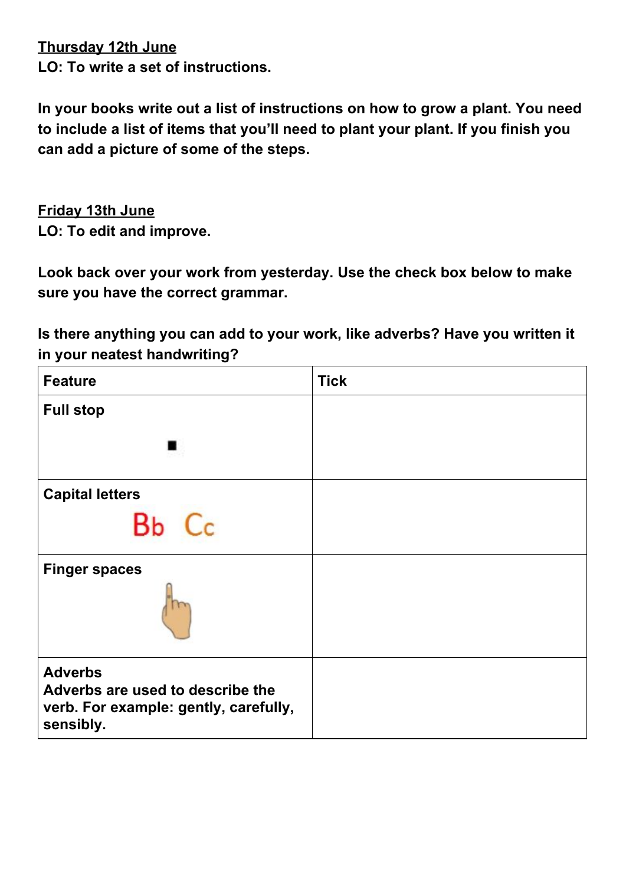**Thursday 12th June**

**LO: To write a set of instructions.**

**In your books write out a list of instructions on how to grow a plant. You need to include a list of items that you'll need to plant your plant. If you finish you can add a picture of some of the steps.**

**Friday 13th June**

**LO: To edit and improve.**

**Look back over your work from yesterday. Use the check box below to make sure you have the correct grammar.**

**Is there anything you can add to your work, like adverbs? Have you written it in your neatest handwriting?**

| Feature | Tick |
|---|---|
| **Full stop** . | |
| **Capital letters** Bb Cc | |
| **Finger spaces** | |
| **Adverbs** Adverbs are used to describe the verb. For example: gently, carefully, sensibly. | |